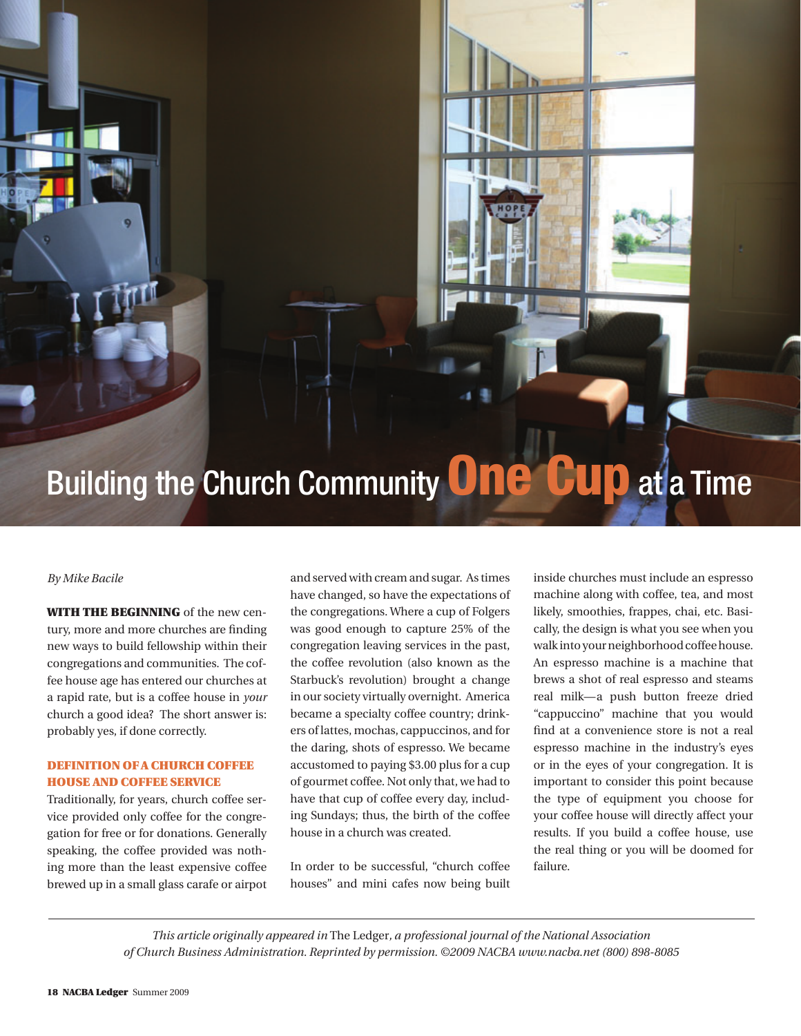# Building the Church Community One Cup at a Time

*By Mike Bacile*

**WITH THE BEGINNING** of the new century, more and more churches are finding new ways to build fellowship within their congregations and communities. The coffee house age has entered our churches at a rapid rate, but is a coffee house in *your* church a good idea? The short answer is: probably yes, if done correctly.

## DEFINITION OF A CHURCH COFFEE HOUSE AND COFFEE SERVICE

Traditionally, for years, church coffee service provided only coffee for the congregation for free or for donations. Generally speaking, the coffee provided was nothing more than the least expensive coffee brewed up in a small glass carafe or airpot and served with cream and sugar. As times have changed, so have the expectations of the congregations. Where a cup of Folgers was good enough to capture 25% of the congregation leaving services in the past, the coffee revolution (also known as the Starbuck's revolution) brought a change in our society virtually overnight. America became a specialty coffee country; drinkers of lattes, mochas, cappuccinos, and for the daring, shots of espresso. We became accustomed to paying $3.00 plus for a cup of gourmet coffee. Not only that, we had to have that cup of coffee every day, including Sundays; thus, the birth of the coffee house in a church was created.

In order to be successful, "church coffee houses" and mini cafes now being built inside churches must include an espresso machine along with coffee, tea, and most likely, smoothies, frappes, chai, etc. Basically, the design is what you see when you walk into your neighborhood coffee house. An espresso machine is a machine that brews a shot of real espresso and steams real milk—a push button freeze dried "cappuccino" machine that you would find at a convenience store is not a real espresso machine in the industry's eyes or in the eyes of your congregation. It is important to consider this point because the type of equipment you choose for your coffee house will directly affect your results. If you build a coffee house, use the real thing or you will be doomed for failure.

*This article originally appeared in* The Ledger, *a professional journal of the National Association of Church Business Administration. Reprinted by permission. ©2009 NACBA www.nacba.net (800) 898-8085*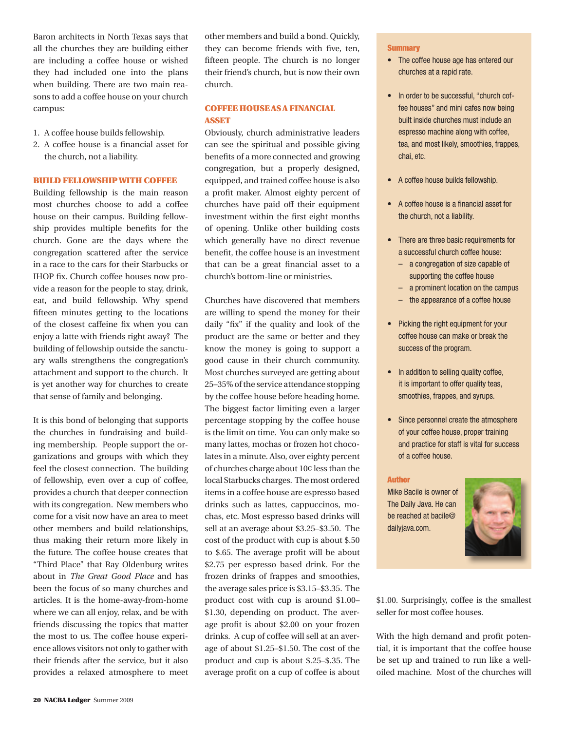Baron architects in North Texas says that all the churches they are building either are including a coffee house or wished they had included one into the plans when building. There are two main reasons to add a coffee house on your church campus:

1. A coffee house builds fellowship.
2. A coffee house is a financial asset for the church, not a liability.

## BUILD FELLOWSHIP WITH COFFEE

Building fellowship is the main reason most churches choose to add a coffee house on their campus. Building fellowship provides multiple benefits for the church. Gone are the days where the congregation scattered after the service in a race to the cars for their Starbucks or IHOP fix. Church coffee houses now provide a reason for the people to stay, drink, eat, and build fellowship. Why spend fifteen minutes getting to the locations of the closest caffeine fix when you can enjoy a latte with friends right away? The building of fellowship outside the sanctuary walls strengthens the congregation's attachment and support to the church. It is yet another way for churches to create that sense of family and belonging.

It is this bond of belonging that supports the churches in fundraising and building membership. People support the organizations and groups with which they feel the closest connection. The building of fellowship, even over a cup of coffee, provides a church that deeper connection with its congregation. New members who come for a visit now have an area to meet other members and build relationships, thus making their return more likely in the future. The coffee house creates that "Third Place" that Ray Oldenburg writes about in *The Great Good Place* and has been the focus of so many churches and articles. It is the home-away-from-home where we can all enjoy, relax, and be with friends discussing the topics that matter the most to us. The coffee house experience allows visitors not only to gather with their friends after the service, but it also provides a relaxed atmosphere to meet other members and build a bond. Quickly, they can become friends with five, ten, fifteen people. The church is no longer their friend's church, but is now their own church.

## COFFEE HOUSE AS A FINANCIAL ASSET

Obviously, church administrative leaders can see the spiritual and possible giving benefits of a more connected and growing congregation, but a properly designed, equipped, and trained coffee house is also a profit maker. Almost eighty percent of churches have paid off their equipment investment within the first eight months of opening. Unlike other building costs which generally have no direct revenue benefit, the coffee house is an investment that can be a great financial asset to a church's bottom-line or ministries.

Churches have discovered that members are willing to spend the money for their daily "fix" if the quality and look of the product are the same or better and they know the money is going to support a good cause in their church community. Most churches surveyed are getting about 25–35% of the service attendance stopping by the coffee house before heading home. The biggest factor limiting even a larger percentage stopping by the coffee house is the limit on time. You can only make so many lattes, mochas or frozen hot chocolates in a minute. Also, over eighty percent of churches charge about 10¢ less than the local Starbucks charges. The most ordered items in a coffee house are espresso based drinks such as lattes, cappuccinos, mochas, etc. Most espresso based drinks will sell at an average about $3.25–$3.50. The cost of the product with cup is about $.50 to $.65. The average profit will be about $2.75 per espresso based drink. For the frozen drinks of frappes and smoothies, the average sales price is $3.15–$3.35. The product cost with cup is around $1.00–$1.30, depending on product. The average profit is about $2.00 on your frozen drinks. A cup of coffee will sell at an average of about $1.25–$1.50. The cost of the product and cup is about $.25–$.35. The average profit on a cup of coffee is about $1.00. Surprisingly, coffee is the smallest seller for most coffee houses.

With the high demand and profit potential, it is important that the coffee house be set up and trained to run like a well-oiled machine. Most of the churches will

### Summary

- The coffee house age has entered our churches at a rapid rate.
- In order to be successful, "church coffee houses" and mini cafes now being built inside churches must include an espresso machine along with coffee, tea, and most likely, smoothies, frappes, chai, etc.
- A coffee house builds fellowship.
- A coffee house is a financial asset for the church, not a liability.
- There are three basic requirements for a successful church coffee house:
  - a congregation of size capable of supporting the coffee house
  - a prominent location on the campus
  - the appearance of a coffee house
- Picking the right equipment for your coffee house can make or break the success of the program.
- In addition to selling quality coffee, it is important to offer quality teas, smoothies, frappes, and syrups.
- Since personnel create the atmosphere of your coffee house, proper training and practice for staff is vital for success of a coffee house.

### Author

Mike Bacile is owner of The Daily Java. He can be reached at bacile@dailyjava.com.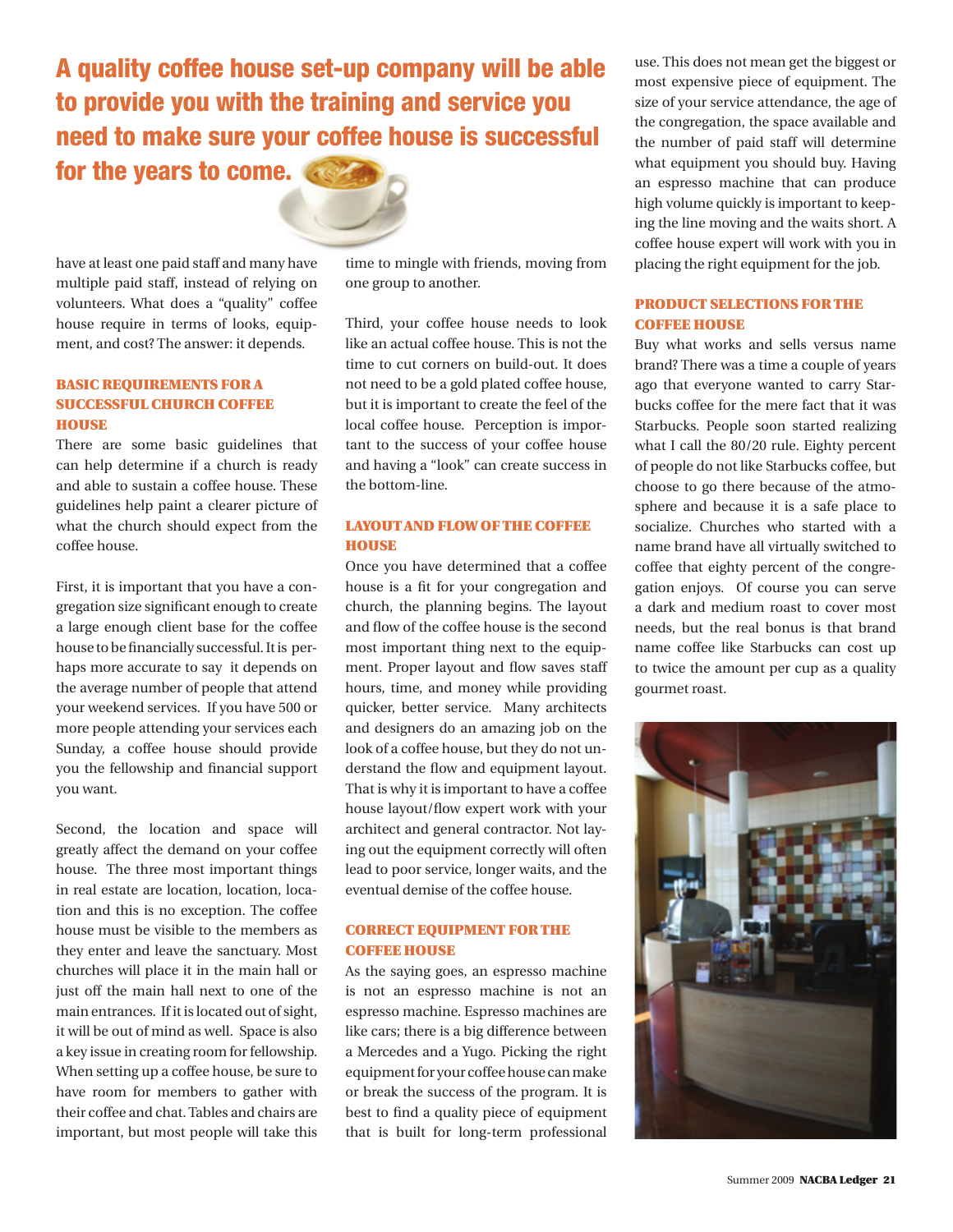**A quality coffee house set-up company will be able to provide you with the training and service you need to make sure your coffee house is successful for the years to come.**

have at least one paid staff and many have multiple paid staff, instead of relying on volunteers. What does a "quality" coffee house require in terms of looks, equipment, and cost? The answer: it depends.

### BASIC REQUIREMENTS FOR A SUCCESSFUL CHURCH COFFEE HOUSE

There are some basic guidelines that can help determine if a church is ready and able to sustain a coffee house. These guidelines help paint a clearer picture of what the church should expect from the coffee house.

First, it is important that you have a congregation size significant enough to create a large enough client base for the coffee house to be financially successful. It is perhaps more accurate to say it depends on the average number of people that attend your weekend services. If you have 500 or more people attending your services each Sunday, a coffee house should provide you the fellowship and financial support you want.

Second, the location and space will greatly affect the demand on your coffee house. The three most important things in real estate are location, location, location and this is no exception. The coffee house must be visible to the members as they enter and leave the sanctuary. Most churches will place it in the main hall or just off the main hall next to one of the main entrances. If it is located out of sight, it will be out of mind as well. Space is also a key issue in creating room for fellowship. When setting up a coffee house, be sure to have room for members to gather with their coffee and chat. Tables and chairs are important, but most people will take this time to mingle with friends, moving from one group to another.

Third, your coffee house needs to look like an actual coffee house. This is not the time to cut corners on build-out. It does not need to be a gold plated coffee house, but it is important to create the feel of the local coffee house. Perception is important to the success of your coffee house and having a "look" can create success in the bottom-line.

### LAYOUT AND FLOW OF THE COFFEE HOUSE

Once you have determined that a coffee house is a fit for your congregation and church, the planning begins. The layout and flow of the coffee house is the second most important thing next to the equipment. Proper layout and flow saves staff hours, time, and money while providing quicker, better service. Many architects and designers do an amazing job on the look of a coffee house, but they do not understand the flow and equipment layout. That is why it is important to have a coffee house layout/flow expert work with your architect and general contractor. Not laying out the equipment correctly will often lead to poor service, longer waits, and the eventual demise of the coffee house.

### CORRECT EQUIPMENT FOR THE COFFEE HOUSE

As the saying goes, an espresso machine is not an espresso machine is not an espresso machine. Espresso machines are like cars; there is a big difference between a Mercedes and a Yugo. Picking the right equipment for your coffee house can make or break the success of the program. It is best to find a quality piece of equipment that is built for long-term professional use. This does not mean get the biggest or most expensive piece of equipment. The size of your service attendance, the age of the congregation, the space available and the number of paid staff will determine what equipment you should buy. Having an espresso machine that can produce high volume quickly is important to keeping the line moving and the waits short. A coffee house expert will work with you in placing the right equipment for the job.

### PRODUCT SELECTIONS FOR THE COFFEE HOUSE

Buy what works and sells versus name brand? There was a time a couple of years ago that everyone wanted to carry Starbucks coffee for the mere fact that it was Starbucks. People soon started realizing what I call the 80/20 rule. Eighty percent of people do not like Starbucks coffee, but choose to go there because of the atmosphere and because it is a safe place to socialize. Churches who started with a name brand have all virtually switched to coffee that eighty percent of the congregation enjoys. Of course you can serve a dark and medium roast to cover most needs, but the real bonus is that brand name coffee like Starbucks can cost up to twice the amount per cup as a quality gourmet roast.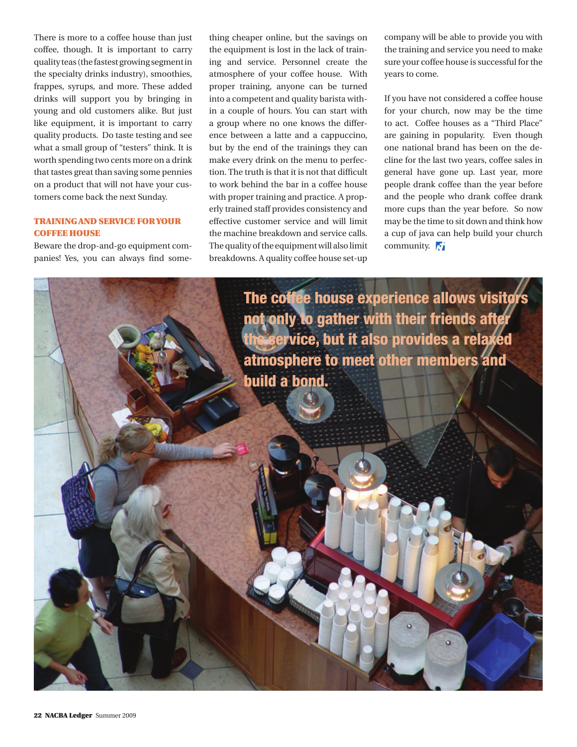There is more to a coffee house than just coffee, though. It is important to carry quality teas (the fastest growing segment in the specialty drinks industry), smoothies, frappes, syrups, and more. These added drinks will support you by bringing in young and old customers alike. But just like equipment, it is important to carry quality products. Do taste testing and see what a small group of "testers" think. It is worth spending two cents more on a drink that tastes great than saving some pennies on a product that will not have your customers come back the next Sunday.

### TRAINING AND SERVICE FOR YOUR COFFEE HOUSE

Beware the drop-and-go equipment companies! Yes, you can always find something cheaper online, but the savings on the equipment is lost in the lack of training and service. Personnel create the atmosphere of your coffee house. With proper training, anyone can be turned into a competent and quality barista within a couple of hours. You can start with a group where no one knows the difference between a latte and a cappuccino, but by the end of the trainings they can make every drink on the menu to perfection. The truth is that it is not that difficult to work behind the bar in a coffee house with proper training and practice. A properly trained staff provides consistency and effective customer service and will limit the machine breakdown and service calls. The quality of the equipment will also limit breakdowns. A quality coffee house set-up company will be able to provide you with the training and service you need to make sure your coffee house is successful for the years to come.

If you have not considered a coffee house for your church, now may be the time to act. Coffee houses as a "Third Place" are gaining in popularity. Even though one national brand has been on the decline for the last two years, coffee sales in general have gone up. Last year, more people drank coffee than the year before and the people who drank coffee drank more cups than the year before. So now may be the time to sit down and think how a cup of java can help build your church community.

**The coffee house experience allows visitors not only to gather with their friends after the service, but it also provides a relaxed atmosphere to meet other members and build a bond.**